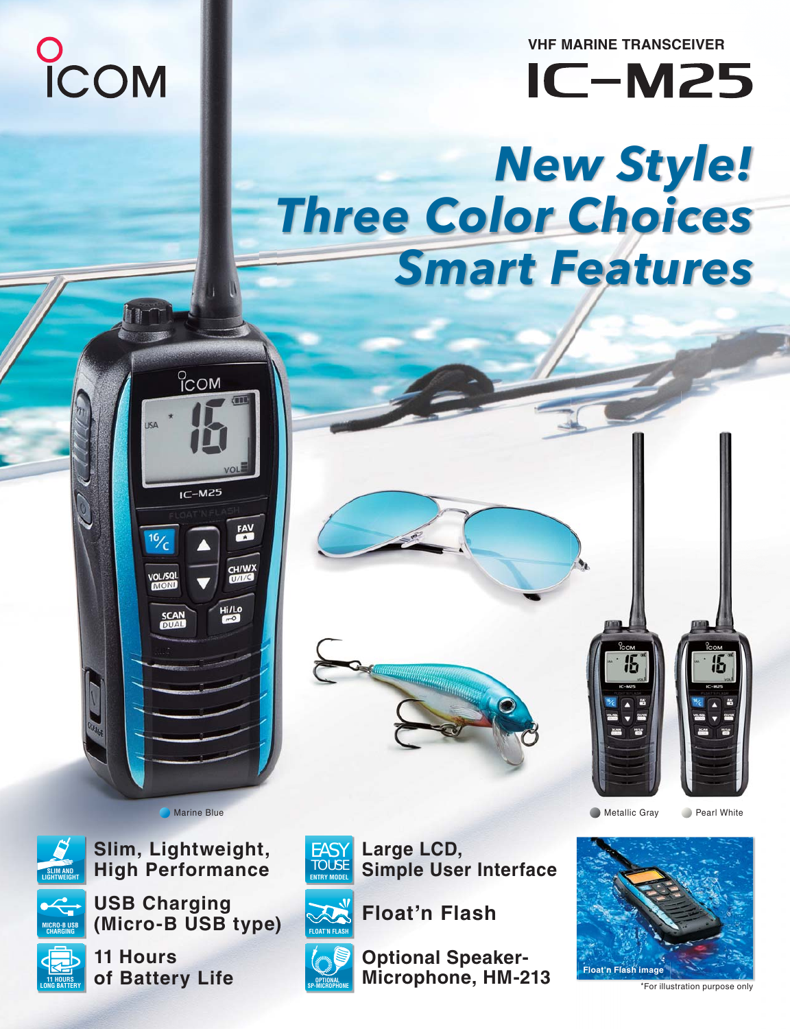ICOM

VHF MARINE TRANSCEIVER

# IC-M25

## New Style!
## Three Color Choices
## Smart Features

Marine Blue

Metallic Gray

Pearl White

**Slim, Lightweight, High Performance**

**USB Charging (Micro-B USB type)**

**11 Hours of Battery Life**

**Large LCD, Simple User Interface**

**Float'n Flash**

**Optional Speaker-Microphone, HM-213**

Float'n Flash image

*For illustration purpose only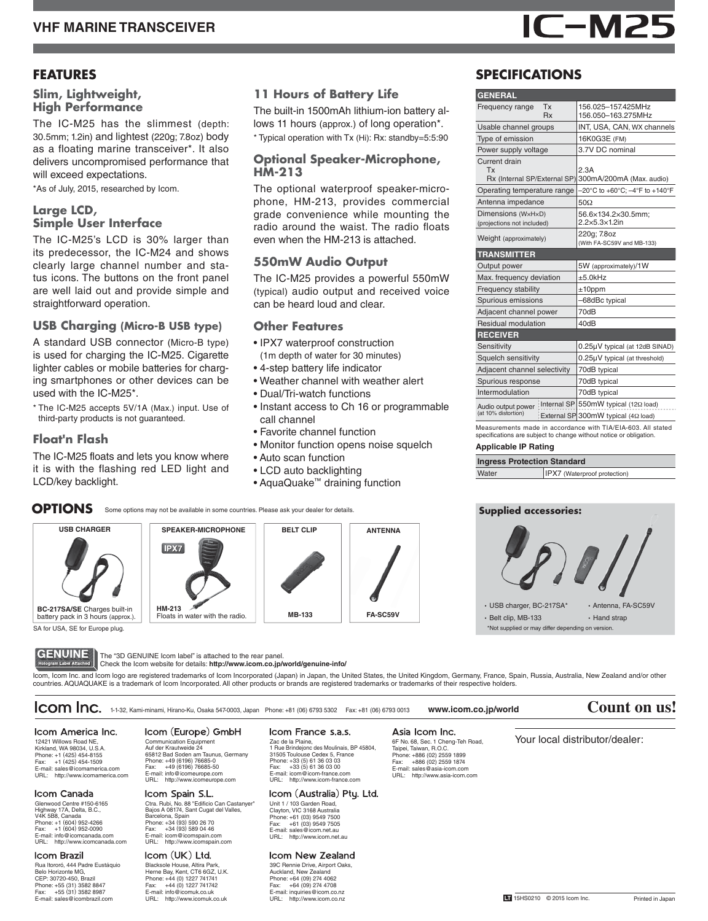# VHF MARINE TRANSCEIVER

# IC-M25

## FEATURES

### Slim, Lightweight, High Performance

The IC-M25 has the slimmest (depth: 30.5mm; 1.2in) and lightest (220g; 7.8oz) body as a floating marine transceiver*. It also delivers uncompromised performance that will exceed expectations.

*As of July, 2015, researched by Icom.

### Large LCD, Simple User Interface

The IC-M25's LCD is 30% larger than its predecessor, the IC-M24 and shows clearly large channel number and status icons. The buttons on the front panel are well laid out and provide simple and straightforward operation.

### USB Charging (Micro-B USB type)

A standard USB connector (Micro-B type) is used for charging the IC-M25. Cigarette lighter cables or mobile batteries for charging smartphones or other devices can be used with the IC-M25*.

* The IC-M25 accepts 5V/1A (Max.) input. Use of third-party products is not guaranteed.

### Float'n Flash

The IC-M25 floats and lets you know where it is with the flashing red LED light and LCD/key backlight.

### 11 Hours of Battery Life

The built-in 1500mAh lithium-ion battery allows 11 hours (approx.) of long operation*.

* Typical operation with Tx (Hi): Rx: standby=5:5:90

### Optional Speaker-Microphone, HM-213

The optional waterproof speaker-microphone, HM-213, provides commercial grade convenience while mounting the radio around the waist. The radio floats even when the HM-213 is attached.

### 550mW Audio Output

The IC-M25 provides a powerful 550mW (typical) audio output and received voice can be heard loud and clear.

### Other Features

- IPX7 waterproof construction (1m depth of water for 30 minutes)
- 4-step battery life indicator
- Weather channel with weather alert
- Dual/Tri-watch functions
- Instant access to Ch 16 or programmable call channel
- Favorite channel function
- Monitor function opens noise squelch
- Auto scan function
- LCD auto backlighting
- AquaQuake™ draining function

## SPECIFICATIONS

| GENERAL | | |
|---|---|---|
| Frequency range | Tx | 156.025–157.425MHz |
| | Rx | 156.050–163.275MHz |
| Usable channel groups | | INT, USA, CAN, WX channels |
| Type of emission | | 16K0G3E (FM) |
| Power supply voltage | | 3.7V DC nominal |
| Current drain | Tx | 2.3A |
| | Rx (Internal SP/External SP) | 300mA/200mA (Max. audio) |
| Operating temperature range | | –20°C to +60°C; –4°F to +140°F |
| Antenna impedance | | 50Ω |
| Dimensions (W×H×D) (projections not included) | | 56.6×134.2×30.5mm; 2.2×5.3×1.2in |
| Weight (approximately) | | 220g; 7.8oz (With FA-SC59V and MB-133) |
| **TRANSMITTER** | | |
| Output power | | 5W (approximately)/1W |
| Max. frequency deviation | | ±5.0kHz |
| Frequency stability | | ±10ppm |
| Spurious emissions | | –68dBc typical |
| Adjacent channel power | | 70dB |
| Residual modulation | | 40dB |
| **RECEIVER** | | |
| Sensitivity | | 0.25μV typical (at 12dB SINAD) |
| Squelch sensitivity | | 0.25μV typical (at threshold) |
| Adjacent channel selectivity | | 70dB typical |
| Spurious response | | 70dB typical |
| Intermodulation | | 70dB typical |
| Audio output power (at 10% distortion) | Internal SP | 550mW typical (12Ω load) |
| | External SP | 300mW typical (4Ω load) |

Measurements made in accordance with TIA/EIA-603. All stated specifications are subject to change without notice or obligation.

**Applicable IP Rating**

| Ingress Protection Standard | |
|---|---|
| Water | IPX7 (Waterproof protection) |

## OPTIONS

Some options may not be available in some countries. Please ask your dealer for details.

**USB CHARGER**
BC-217SA/SE Charges built-in battery pack in 3 hours (approx.).

**SPEAKER-MICROPHONE**
IPX7
HM-213
Floats in water with the radio.

**BELT CLIP**
MB-133

**ANTENNA**
FA-SC59V

SA for USA, SE for Europe plug.

**Supplied accessories:**

- USB charger, BC-217SA*
- Antenna, FA-SC59V
- Belt clip, MB-133
- Hand strap

*Not supplied or may differ depending on version.

GENUINE Hologram Label Attached
The "3D GENUINE Icom label" is attached to the rear panel.
Check the Icom website for details: **http://www.icom.co.jp/world/genuine-info/**

Icom, Icom Inc. and Icom logo are registered trademarks of Icom Incorporated (Japan) in Japan, the United States, the United Kingdom, Germany, France, Spain, Russia, Australia, New Zealand and/or other countries. AQUAQUAKE is a trademark of Icom Incorporated. All other products or brands are registered trademarks or trademarks of their respective holders.

**Icom Inc.** 1-1-32, Kami-minami, Hirano-Ku, Osaka 547-0003, Japan Phone: +81 (06) 6793 5302 Fax: +81 (06) 6793 0013 **www.icom.co.jp/world** **Count on us!**

**Icom America Inc.**
12421 Willows Road NE, Kirkland, WA 98034, U.S.A.
Phone: +1 (425) 454-8155
Fax: +1 (425) 454-1509
E-mail: sales@icomamerica.com
URL: http://www.icomamerica.com

**Icom Canada**
Glenwood Centre #150-6165 Highway 17A, Delta, B.C., V4K 5B8, Canada
Phone: +1 (604) 952-4266
Fax: +1 (604) 952-0090
E-mail: info@icomcanada.com
URL: http://www.icomcanada.com

**Icom Brazil**
Rua Itororó, 444 Padre Eustáquio Belo Horizonte MG, CEP: 30720-450, Brazil
Phone: +55 (31) 3582 8847
Fax: +55 (31) 3582 8987
E-mail: sales@icombrazil.com

**Icom (Europe) GmbH**
Communication Equipment
Auf der Krautweide 24
65812 Bad Soden am Taunus, Germany
Phone: +49 (6196) 76685-0
Fax: +49 (6196) 76685-50
E-mail: info@icomeurope.com
URL: http://www.icomeurope.com

**Icom Spain S.L.**
Ctra. Rubi, No. 88 "Edificio Can Castanyer" Bajos A 08174, Sant Cugat del Valles, Barcelona, Spain
Phone: +34 (93) 590 26 70
Fax: +34 (93) 589 04 46
E-mail: icom@icomspain.com
URL: http://www.icomspain.com

**Icom (UK) Ltd.**
Blacksole House, Altira Park, Herne Bay, Kent, CT6 6GZ, U.K.
Phone: +44 (0) 1227 741741
Fax: +44 (0) 1227 741742
E-mail: info@icomuk.co.uk
URL: http://www.icomuk.co.uk

**Icom France s.a.s.**
Zac de la Plaine, 1 Rue Brindejonc des Moulinais, BP 45804, 31505 Toulouse Cedex 5, France
Phone: +33 (5) 61 36 03 03
Fax: +33 (5) 61 36 03 00
E-mail: icom@icom-france.com
URL: http://www.icom-france.com

**Icom (Australia) Pty. Ltd.**
Unit 1 / 103 Garden Road, Clayton, VIC 3168 Australia
Phone: +61 (03) 9549 7500
Fax: +61 (03) 9549 7505
E-mail: sales@icom.net.au
URL: http://www.icom.net.au

**Icom New Zealand**
39C Rennie Drive, Airport Oaks, Auckland, New Zealand
Phone: +64 (09) 274 4062
Fax: +64 (09) 274 4708
E-mail: inquiries@icom.co.nz
URL: http://www.icom.co.nz

**Asia Icom Inc.**
6F No. 68, Sec. 1 Cheng-Teh Road, Taipei, Taiwan, R.O.C.
Phone: +886 (02) 2559 1899
Fax: +886 (02) 2559 1874
E-mail: sales@asia-icom.com
URL: http://www.asia-icom.com

Your local distributor/dealer:

LT 15HS0210 © 2015 Icom Inc. Printed in Japan